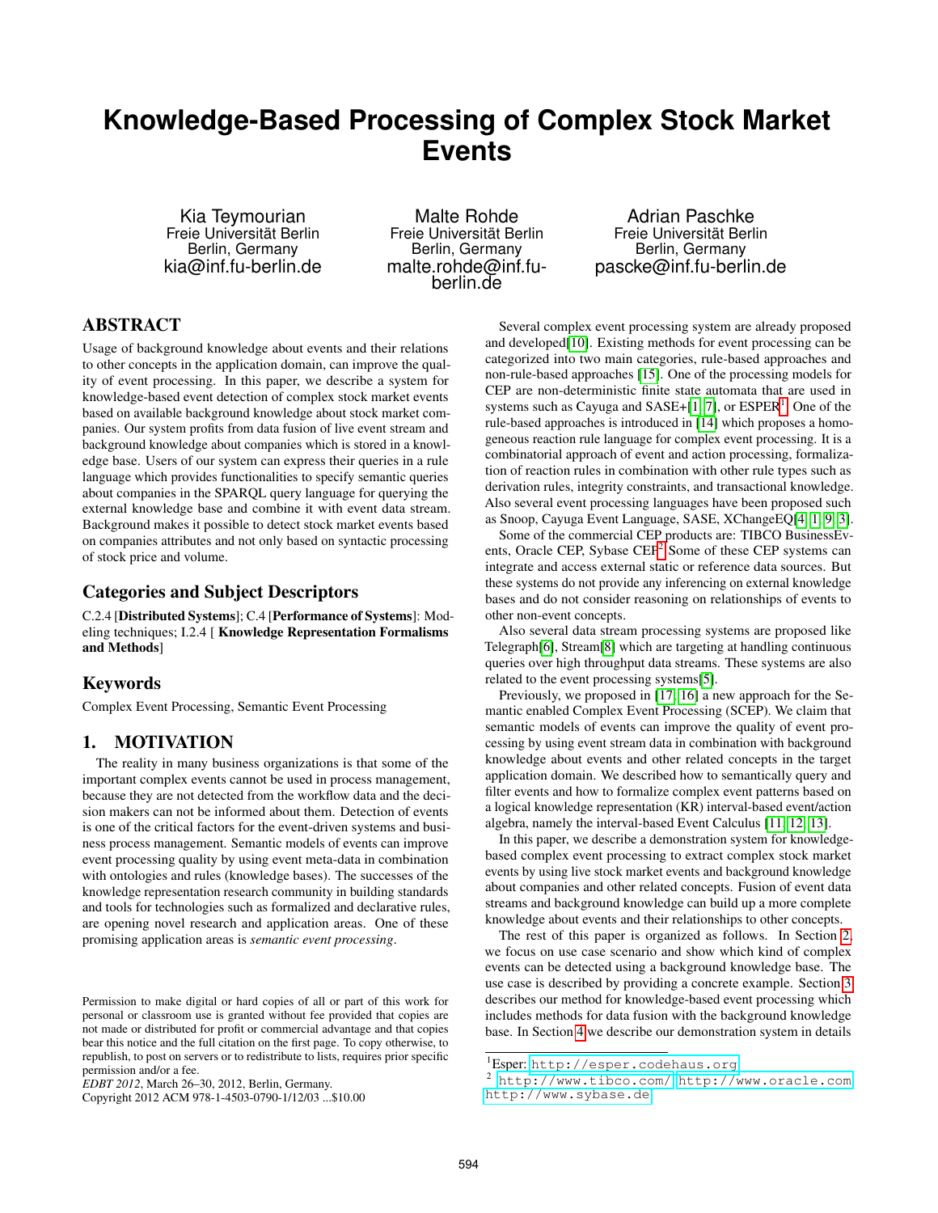# Knowledge-Based Processing of Complex Stock Market Events

Kia Teymourian
Freie Universität Berlin
Berlin, Germany
kia@inf.fu-berlin.de

Malte Rohde
Freie Universität Berlin
Berlin, Germany
malte.rohde@inf.fu-berlin.de

Adrian Paschke
Freie Universität Berlin
Berlin, Germany
pascke@inf.fu-berlin.de

## ABSTRACT

Usage of background knowledge about events and their relations to other concepts in the application domain, can improve the quality of event processing. In this paper, we describe a system for knowledge-based event detection of complex stock market events based on available background knowledge about stock market companies. Our system profits from data fusion of live event stream and background knowledge about companies which is stored in a knowledge base. Users of our system can express their queries in a rule language which provides functionalities to specify semantic queries about companies in the SPARQL query language for querying the external knowledge base and combine it with event data stream. Background makes it possible to detect stock market events based on companies attributes and not only based on syntactic processing of stock price and volume.

## Categories and Subject Descriptors

C.2.4 [**Distributed Systems**]; C.4 [**Performance of Systems**]: Modeling techniques; I.2.4 [ **Knowledge Representation Formalisms and Methods**]

## Keywords

Complex Event Processing, Semantic Event Processing

## 1. MOTIVATION

The reality in many business organizations is that some of the important complex events cannot be used in process management, because they are not detected from the workflow data and the decision makers can not be informed about them. Detection of events is one of the critical factors for the event-driven systems and business process management. Semantic models of events can improve event processing quality by using event meta-data in combination with ontologies and rules (knowledge bases). The successes of the knowledge representation research community in building standards and tools for technologies such as formalized and declarative rules, are opening novel research and application areas. One of these promising application areas is *semantic event processing*.

Permission to make digital or hard copies of all or part of this work for personal or classroom use is granted without fee provided that copies are not made or distributed for profit or commercial advantage and that copies bear this notice and the full citation on the first page. To copy otherwise, to republish, to post on servers or to redistribute to lists, requires prior specific permission and/or a fee.
*EDBT 2012*, March 26–30, 2012, Berlin, Germany.
Copyright 2012 ACM 978-1-4503-0790-1/12/03 ...$10.00

Several complex event processing system are already proposed and developed[10]. Existing methods for event processing can be categorized into two main categories, rule-based approaches and non-rule-based approaches [15]. One of the processing models for CEP are non-deterministic finite state automata that are used in systems such as Cayuga and SASE+[1, 7], or ESPER[1]. One of the rule-based approaches is introduced in [14] which proposes a homogeneous reaction rule language for complex event processing. It is a combinatorial approach of event and action processing, formalization of reaction rules in combination with other rule types such as derivation rules, integrity constraints, and transactional knowledge. Also several event processing languages have been proposed such as Snoop, Cayuga Event Language, SASE, XChangeEQ[4, 1, 9, 3].

Some of the commercial CEP products are: TIBCO BusinessEvents, Oracle CEP, Sybase CEP[2] Some of these CEP systems can integrate and access external static or reference data sources. But these systems do not provide any inferencing on external knowledge bases and do not consider reasoning on relationships of events to other non-event concepts.

Also several data stream processing systems are proposed like Telegraph[6], Stream[8] which are targeting at handling continuous queries over high throughput data streams. These systems are also related to the event processing systems[5].

Previously, we proposed in [17, 16] a new approach for the Semantic enabled Complex Event Processing (SCEP). We claim that semantic models of events can improve the quality of event processing by using event stream data in combination with background knowledge about events and other related concepts in the target application domain. We described how to semantically query and filter events and how to formalize complex event patterns based on a logical knowledge representation (KR) interval-based event/action algebra, namely the interval-based Event Calculus [11, 12, 13].

In this paper, we describe a demonstration system for knowledge-based complex event processing to extract complex stock market events by using live stock market events and background knowledge about companies and other related concepts. Fusion of event data streams and background knowledge can build up a more complete knowledge about events and their relationships to other concepts.

The rest of this paper is organized as follows. In Section 2, we focus on use case scenario and show which kind of complex events can be detected using a background knowledge base. The use case is described by providing a concrete example. Section 3 describes our method for knowledge-based event processing which includes methods for data fusion with the background knowledge base. In Section 4 we describe our demonstration system in details

[1]Esper: http://esper.codehaus.org
[2] http://www.tibco.com/ http://www.oracle.com http://www.sybase.de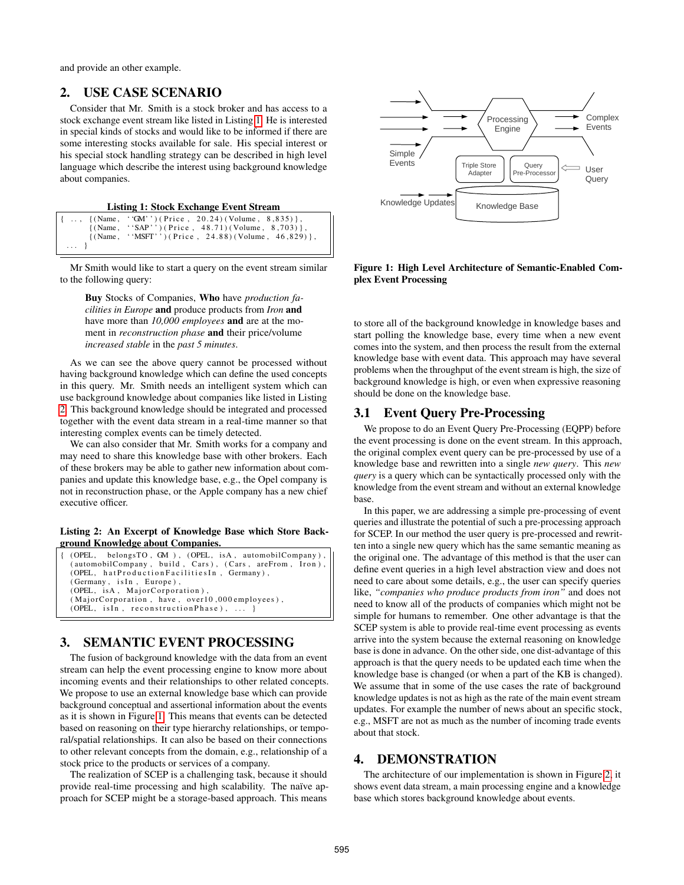and provide an other example.

## 2. USE CASE SCENARIO

Consider that Mr. Smith is a stock broker and has access to a stock exchange event stream like listed in Listing 1. He is interested in special kinds of stocks and would like to be informed if there are some interesting stocks available for sale. His special interest or his special stock handling strategy can be described in high level language which describe the interest using background knowledge about companies.

**Listing 1: Stock Exchange Event Stream**

```
{ ..., {(Name, ''GM'')(Price, 20.24)(Volume, 8,835)},
       {(Name, ''SAP'')(Price, 48.71)(Volume, 8,703)},
       {(Name, ''MSFT'')(Price, 24.88)(Volume, 46,829)},
  ... }
```

Mr Smith would like to start a query on the event stream similar to the following query:

> **Buy** Stocks of Companies, **Who** have *production facilities in Europe* **and** produce products from *Iron* **and** have more than *10,000 employees* **and** are at the moment in *reconstruction phase* **and** their price/volume *increased stable* in the *past 5 minutes*.

As we can see the above query cannot be processed without having background knowledge which can define the used concepts in this query. Mr. Smith needs an intelligent system which can use background knowledge about companies like listed in Listing 2. This background knowledge should be integrated and processed together with the event data stream in a real-time manner so that interesting complex events can be timely detected.

We can also consider that Mr. Smith works for a company and may need to share this knowledge base with other brokers. Each of these brokers may be able to gather new information about companies and update this knowledge base, e.g., the Opel company is not in reconstruction phase, or the Apple company has a new chief executive officer.

**Listing 2: An Excerpt of Knowledge Base which Store Background Knowledge about Companies.**

```
{ (OPEL, belongsTO, GM), (OPEL, isA, automobilCompany),
  (automobilCompany, build, Cars), (Cars, areFrom, Iron),
  (OPEL, hatProductionFacilitiesIn, Germany),
  (Germany, isIn, Europe),
  (OPEL, isA, MajorCorporation),
  (MajorCorporation, have, over10,000employees),
  (OPEL, isIn, reconstructionPhase), ... }
```

## 3. SEMANTIC EVENT PROCESSING

The fusion of background knowledge with the data from an event stream can help the event processing engine to know more about incoming events and their relationships to other related concepts. We propose to use an external knowledge base which can provide background conceptual and assertional information about the events as it is shown in Figure 1. This means that events can be detected based on reasoning on their type hierarchy relationships, or temporal/spatial relationships. It can also be based on their connections to other relevant concepts from the domain, e.g., relationship of a stock price to the products or services of a company.

The realization of SCEP is a challenging task, because it should provide real-time processing and high scalability. The naïve approach for SCEP might be a storage-based approach. This means

**Figure 1: High Level Architecture of Semantic-Enabled Complex Event Processing**

to store all of the background knowledge in knowledge bases and start polling the knowledge base, every time when a new event comes into the system, and then process the result from the external knowledge base with event data. This approach may have several problems when the throughput of the event stream is high, the size of background knowledge is high, or even when expressive reasoning should be done on the knowledge base.

### 3.1 Event Query Pre-Processing

We propose to do an Event Query Pre-Processing (EQPP) before the event processing is done on the event stream. In this approach, the original complex event query can be pre-processed by use of a knowledge base and rewritten into a single *new query*. This *new query* is a query which can be syntactically processed only with the knowledge from the event stream and without an external knowledge base.

In this paper, we are addressing a simple pre-processing of event queries and illustrate the potential of such a pre-processing approach for SCEP. In our method the user query is pre-processed and rewritten into a single new query which has the same semantic meaning as the original one. The advantage of this method is that the user can define event queries in a high level abstraction view and does not need to care about some details, e.g., the user can specify queries like, *"companies who produce products from iron"* and does not need to know all of the products of companies which might not be simple for humans to remember. One other advantage is that the SCEP system is able to provide real-time event processing as events arrive into the system because the external reasoning on knowledge base is done in advance. On the other side, one dist-advantage of this approach is that the query needs to be updated each time when the knowledge base is changed (or when a part of the KB is changed). We assume that in some of the use cases the rate of background knowledge updates is not as high as the rate of the main event stream updates. For example the number of news about an specific stock, e.g., MSFT are not as much as the number of incoming trade events about that stock.

## 4. DEMONSTRATION

The architecture of our implementation is shown in Figure 2, it shows event data stream, a main processing engine and a knowledge base which stores background knowledge about events.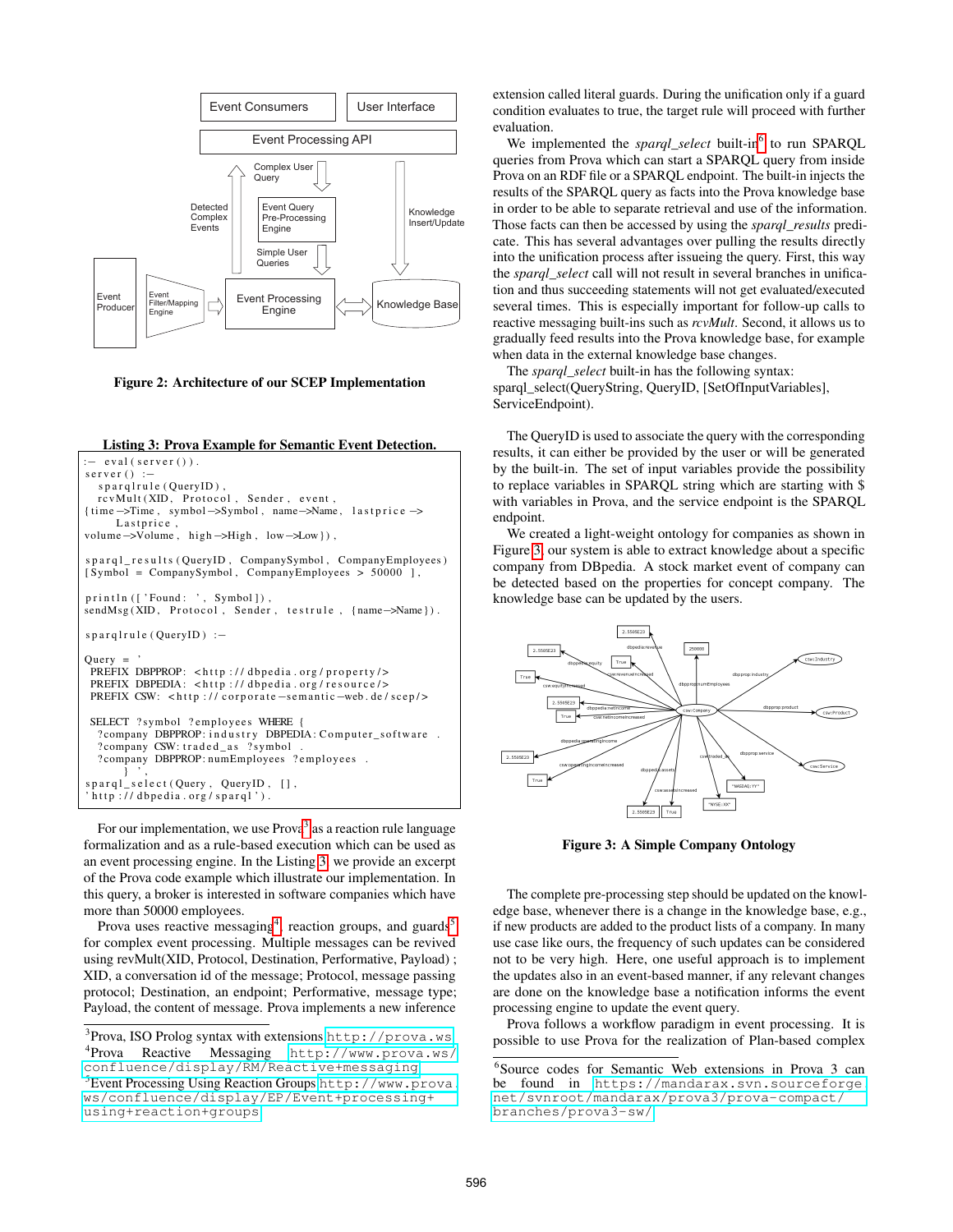Figure 2: Architecture of our SCEP Implementation

**Listing 3: Prova Example for Semantic Event Detection.**

```
:- eval(server()).
server() :-
   sparqlrule(QueryID),
   rcvMult(XID, Protocol, Sender, event,
{time->Time, symbol->Symbol, name->Name, lastprice ->
      Lastprice,
volume->Volume, high->High, low->Low}),

sparql_results(QueryID, CompanySymbol, CompanyEmployees)
[Symbol = CompanySymbol, CompanyEmployees > 50000 ],

println(['Found: ', Symbol]),
sendMsg(XID, Protocol, Sender, testrule, {name->Name}).

sparqlrule(QueryID) :-

Query = '
 PREFIX DBPPROP: <http://dbpedia.org/property/>
 PREFIX DBPEDIA: <http://dbpedia.org/resource/>
 PREFIX CSW: <http://corporate-semantic-web.de/scep/>

 SELECT ?symbol ?employees WHERE {
  ?company DBPPROP:industry DBPEDIA:Computer_software .
  ?company CSW:traded_as ?symbol .
  ?company DBPPROP:numEmployees ?employees .
      } ',
sparql_select(Query, QueryID, [],
'http://dbpedia.org/sparql').
```

For our implementation, we use Prova[3] as a reaction rule language formalization and as a rule-based execution which can be used as an event processing engine. In the Listing 3, we provide an excerpt of the Prova code example which illustrate our implementation. In this query, a broker is interested in software companies which have more than 50000 employees.

Prova uses reactive messaging[4], reaction groups, and guards[5] for complex event processing. Multiple messages can be revived using revMult(XID, Protocol, Destination, Performative, Payload) ; XID, a conversation id of the message; Protocol, message passing protocol; Destination, an endpoint; Performative, message type; Payload, the content of message. Prova implements a new inference extension called literal guards. During the unification only if a guard condition evaluates to true, the target rule will proceed with further evaluation.

We implemented the *sparql_select* built-in[6] to run SPARQL queries from Prova which can start a SPARQL query from inside Prova on an RDF file or a SPARQL endpoint. The built-in injects the results of the SPARQL query as facts into the Prova knowledge base in order to be able to separate retrieval and use of the information. Those facts can then be accessed by using the *sparql_results* predicate. This has several advantages over pulling the results directly into the unification process after issueing the query. First, this way the *sparql_select* call will not result in several branches in unification and thus succeeding statements will not get evaluated/executed several times. This is especially important for follow-up calls to reactive messaging built-ins such as *rcvMult*. Second, it allows us to gradually feed results into the Prova knowledge base, for example when data in the external knowledge base changes.

The *sparql_select* built-in has the following syntax:
sparql_select(QueryString, QueryID, [SetOfInputVariables], ServiceEndpoint).

The QueryID is used to associate the query with the corresponding results, it can either be provided by the user or will be generated by the built-in. The set of input variables provide the possibility to replace variables in SPARQL string which are starting with $ with variables in Prova, and the service endpoint is the SPARQL endpoint.

We created a light-weight ontology for companies as shown in Figure 3, our system is able to extract knowledge about a specific company from DBpedia. A stock market event of company can be detected based on the properties for concept company. The knowledge base can be updated by the users.

Figure 3: A Simple Company Ontology

The complete pre-processing step should be updated on the knowledge base, whenever there is a change in the knowledge base, e.g., if new products are added to the product lists of a company. In many use case like ours, the frequency of such updates can be considered not to be very high. Here, one useful approach is to implement the updates also in an event-based manner, if any relevant changes are done on the knowledge base a notification informs the event processing engine to update the event query.

Prova follows a workflow paradigm in event processing. It is possible to use Prova for the realization of Plan-based complex

[3] Prova, ISO Prolog syntax with extensions http://prova.ws

[4] Prova Reactive Messaging http://www.prova.ws/confluence/display/RM/Reactive+messaging

[5] Event Processing Using Reaction Groups http://www.prova.ws/confluence/display/EP/Event+processing+using+reaction+groups

[6] Source codes for Semantic Web extensions in Prova 3 can be found in https://mandarax.svn.sourceforge.net/svnroot/mandarax/prova3/prova-compact/branches/prova3-sw/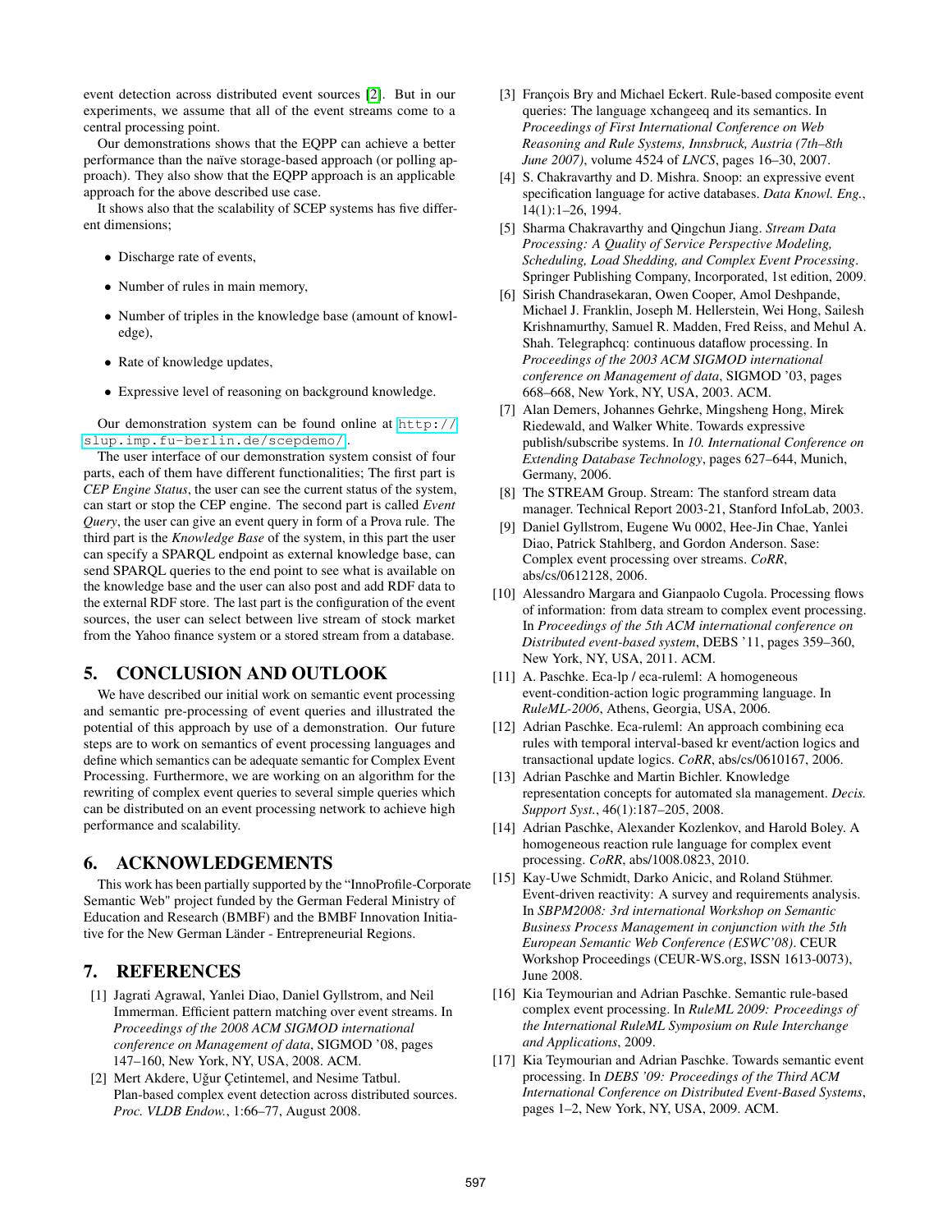event detection across distributed event sources [2]. But in our experiments, we assume that all of the event streams come to a central processing point.

Our demonstrations shows that the EQPP can achieve a better performance than the naïve storage-based approach (or polling approach). They also show that the EQPP approach is an applicable approach for the above described use case.

It shows also that the scalability of SCEP systems has five different dimensions;

- Discharge rate of events,
- Number of rules in main memory,
- Number of triples in the knowledge base (amount of knowledge),
- Rate of knowledge updates,
- Expressive level of reasoning on background knowledge.

Our demonstration system can be found online at http://slup.imp.fu-berlin.de/scepdemo/.

The user interface of our demonstration system consist of four parts, each of them have different functionalities; The first part is *CEP Engine Status*, the user can see the current status of the system, can start or stop the CEP engine. The second part is called *Event Query*, the user can give an event query in form of a Prova rule. The third part is the *Knowledge Base* of the system, in this part the user can specify a SPARQL endpoint as external knowledge base, can send SPARQL queries to the end point to see what is available on the knowledge base and the user can also post and add RDF data to the external RDF store. The last part is the configuration of the event sources, the user can select between live stream of stock market from the Yahoo finance system or a stored stream from a database.

## 5. CONCLUSION AND OUTLOOK

We have described our initial work on semantic event processing and semantic pre-processing of event queries and illustrated the potential of this approach by use of a demonstration. Our future steps are to work on semantics of event processing languages and define which semantics can be adequate semantic for Complex Event Processing. Furthermore, we are working on an algorithm for the rewriting of complex event queries to several simple queries which can be distributed on an event processing network to achieve high performance and scalability.

## 6. ACKNOWLEDGEMENTS

This work has been partially supported by the "InnoProfile-Corporate Semantic Web" project funded by the German Federal Ministry of Education and Research (BMBF) and the BMBF Innovation Initiative for the New German Länder - Entrepreneurial Regions.

## 7. REFERENCES

[1] Jagrati Agrawal, Yanlei Diao, Daniel Gyllstrom, and Neil Immerman. Efficient pattern matching over event streams. In *Proceedings of the 2008 ACM SIGMOD international conference on Management of data*, SIGMOD '08, pages 147–160, New York, NY, USA, 2008. ACM.

[2] Mert Akdere, Uğur Çetintemel, and Nesime Tatbul. Plan-based complex event detection across distributed sources. *Proc. VLDB Endow.*, 1:66–77, August 2008.

[3] François Bry and Michael Eckert. Rule-based composite event queries: The language xchangeeq and its semantics. In *Proceedings of First International Conference on Web Reasoning and Rule Systems, Innsbruck, Austria (7th–8th June 2007)*, volume 4524 of *LNCS*, pages 16–30, 2007.

[4] S. Chakravarthy and D. Mishra. Snoop: an expressive event specification language for active databases. *Data Knowl. Eng.*, 14(1):1–26, 1994.

[5] Sharma Chakravarthy and Qingchun Jiang. *Stream Data Processing: A Quality of Service Perspective Modeling, Scheduling, Load Shedding, and Complex Event Processing*. Springer Publishing Company, Incorporated, 1st edition, 2009.

[6] Sirish Chandrasekaran, Owen Cooper, Amol Deshpande, Michael J. Franklin, Joseph M. Hellerstein, Wei Hong, Sailesh Krishnamurthy, Samuel R. Madden, Fred Reiss, and Mehul A. Shah. Telegraphcq: continuous dataflow processing. In *Proceedings of the 2003 ACM SIGMOD international conference on Management of data*, SIGMOD '03, pages 668–668, New York, NY, USA, 2003. ACM.

[7] Alan Demers, Johannes Gehrke, Mingsheng Hong, Mirek Riedewald, and Walker White. Towards expressive publish/subscribe systems. In *10. International Conference on Extending Database Technology*, pages 627–644, Munich, Germany, 2006.

[8] The STREAM Group. Stream: The stanford stream data manager. Technical Report 2003-21, Stanford InfoLab, 2003.

[9] Daniel Gyllstrom, Eugene Wu 0002, Hee-Jin Chae, Yanlei Diao, Patrick Stahlberg, and Gordon Anderson. Sase: Complex event processing over streams. *CoRR*, abs/cs/0612128, 2006.

[10] Alessandro Margara and Gianpaolo Cugola. Processing flows of information: from data stream to complex event processing. In *Proceedings of the 5th ACM international conference on Distributed event-based system*, DEBS '11, pages 359–360, New York, NY, USA, 2011. ACM.

[11] A. Paschke. Eca-lp / eca-ruleml: A homogeneous event-condition-action logic programming language. In *RuleML-2006*, Athens, Georgia, USA, 2006.

[12] Adrian Paschke. Eca-ruleml: An approach combining eca rules with temporal interval-based kr event/action logics and transactional update logics. *CoRR*, abs/cs/0610167, 2006.

[13] Adrian Paschke and Martin Bichler. Knowledge representation concepts for automated sla management. *Decis. Support Syst.*, 46(1):187–205, 2008.

[14] Adrian Paschke, Alexander Kozlenkov, and Harold Boley. A homogeneous reaction rule language for complex event processing. *CoRR*, abs/1008.0823, 2010.

[15] Kay-Uwe Schmidt, Darko Anicic, and Roland Stühmer. Event-driven reactivity: A survey and requirements analysis. In *SBPM2008: 3rd international Workshop on Semantic Business Process Management in conjunction with the 5th European Semantic Web Conference (ESWC'08)*. CEUR Workshop Proceedings (CEUR-WS.org, ISSN 1613-0073), June 2008.

[16] Kia Teymourian and Adrian Paschke. Semantic rule-based complex event processing. In *RuleML 2009: Proceedings of the International RuleML Symposium on Rule Interchange and Applications*, 2009.

[17] Kia Teymourian and Adrian Paschke. Towards semantic event processing. In *DEBS '09: Proceedings of the Third ACM International Conference on Distributed Event-Based Systems*, pages 1–2, New York, NY, USA, 2009. ACM.